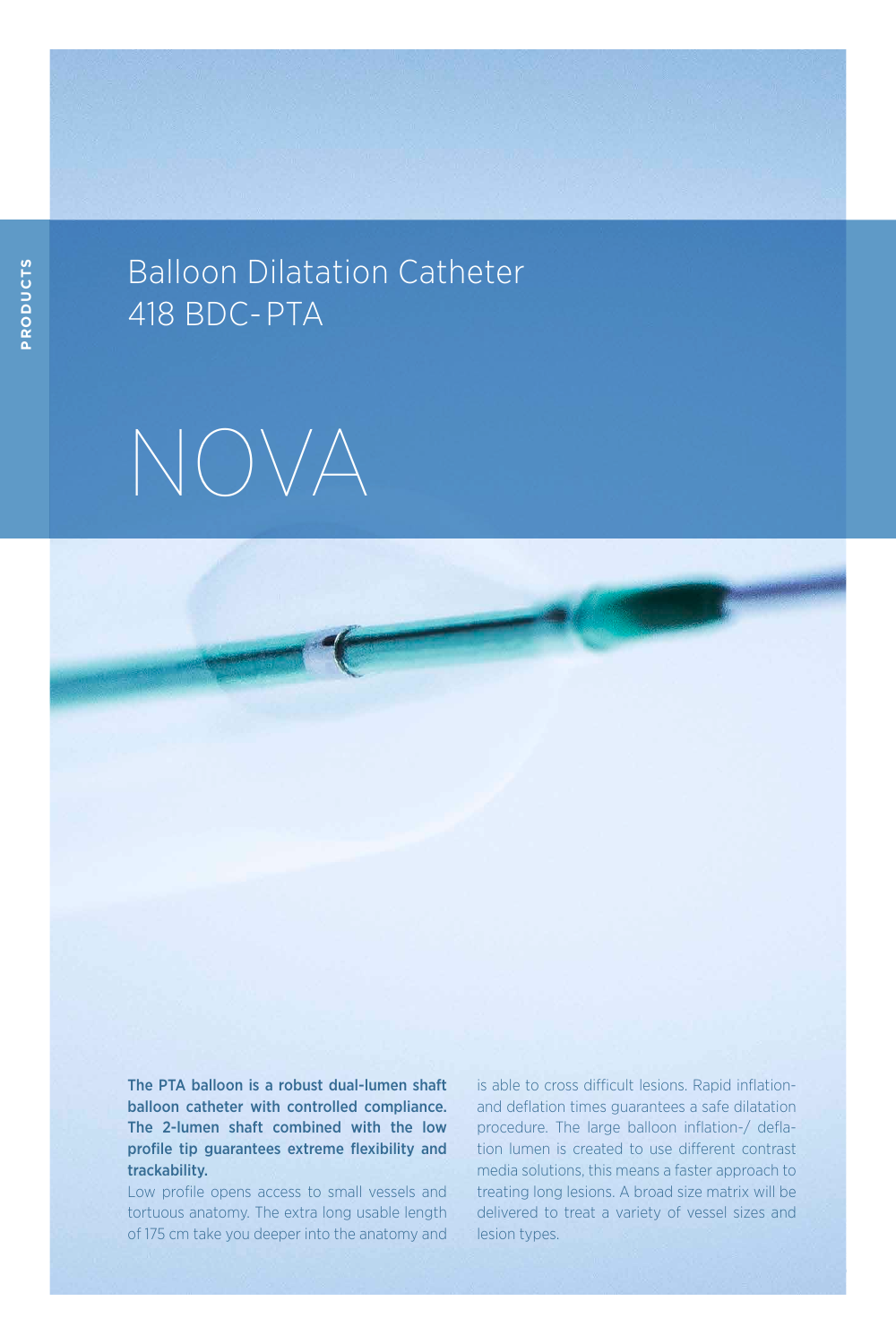# Balloon Dilatation Catheter
## 418 BDC-PTA

# NOVA

**The PTA balloon is a robust dual-lumen shaft balloon catheter with controlled compliance. The 2-lumen shaft combined with the low profile tip guarantees extreme flexibility and trackability.**

Low profile opens access to small vessels and tortuous anatomy. The extra long usable length of 175 cm take you deeper into the anatomy and is able to cross difficult lesions. Rapid inflation- and deflation times guarantees a safe dilatation procedure. The large balloon inflation-/ deflation lumen is created to use different contrast media solutions, this means a faster approach to treating long lesions. A broad size matrix will be delivered to treat a variety of vessel sizes and lesion types.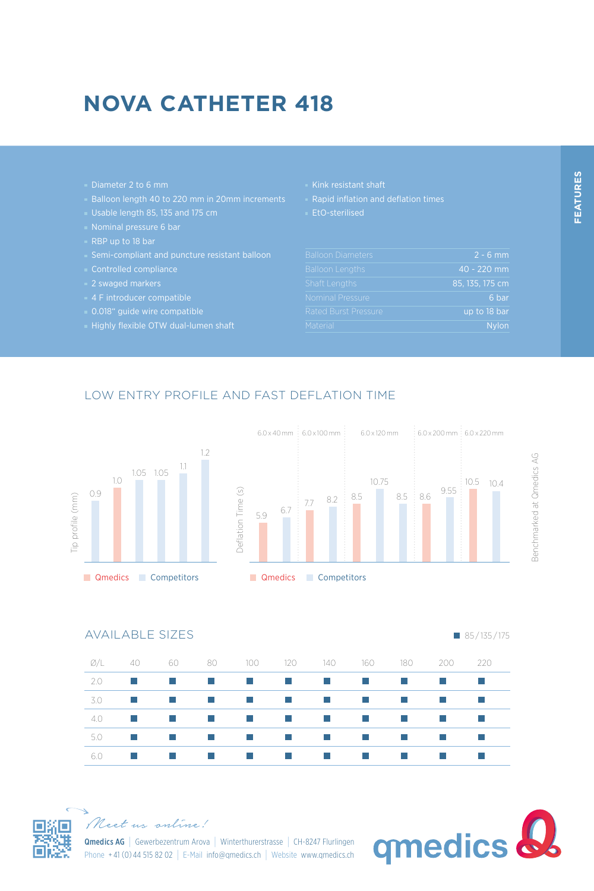# NOVA CATHETER 418

FEATURES

- Diameter 2 to 6 mm
- Balloon length 40 to 220 mm in 20mm increments
- Usable length 85, 135 and 175 cm
- Nominal pressure 6 bar
- RBP up to 18 bar
- Semi-compliant and puncture resistant balloon
- Controlled compliance
- 2 swaged markers
- 4 F introducer compatible
- 0.018" guide wire compatible
- Highly flexible OTW dual-lumen shaft
- Kink resistant shaft
- Rapid inflation and deflation times
- EtO-sterilised

| | |
|---|---|
| Balloon Diameters | 2 - 6 mm |
| Balloon Lengths | 40 - 220 mm |
| Shaft Lengths | 85, 135, 175 cm |
| Nominal Pressure | 6 bar |
| Rated Burst Pressure | up to 18 bar |
| Material | Nylon |

## LOW ENTRY PROFILE AND FAST DEFLATION TIME

Tip profile (mm)

0.9 1.0 1.05 1.05 1.1 1.2

Qmedics Competitors

Deflation Time (s)

6.0 x 40 mm 6.0 x 100 mm 6.0 x 120 mm 6.0 x 200 mm 6.0 x 220 mm

5.9 6.7 7.7 8.2 8.5 10.75 8.5 8.6 9.55 10.5 10.4

Qmedics Competitors

Benchmarked at Qmedics AG

## AVAILABLE SIZES

■ 85 / 135 / 175

| Ø/L | 40 | 60 | 80 | 100 | 120 | 140 | 160 | 180 | 200 | 220 |
|---|---|---|---|---|---|---|---|---|---|---|
| 2.0 | ■ | ■ | ■ | ■ | ■ | ■ | ■ | ■ | ■ | ■ |
| 3.0 | ■ | ■ | ■ | ■ | ■ | ■ | ■ | ■ | ■ | ■ |
| 4.0 | ■ | ■ | ■ | ■ | ■ | ■ | ■ | ■ | ■ | ■ |
| 5.0 | ■ | ■ | ■ | ■ | ■ | ■ | ■ | ■ | ■ | ■ |
| 6.0 | ■ | ■ | ■ | ■ | ■ | ■ | ■ | ■ | ■ | ■ |

*Meet us online!*

**Qmedics AG** | Gewerbezentrum Arova | Winterthurerstrasse | CH-8247 Flurlingen
Phone +41 (0) 44 515 82 02 | E-Mail info@qmedics.ch | Website www.qmedics.ch

qmedics